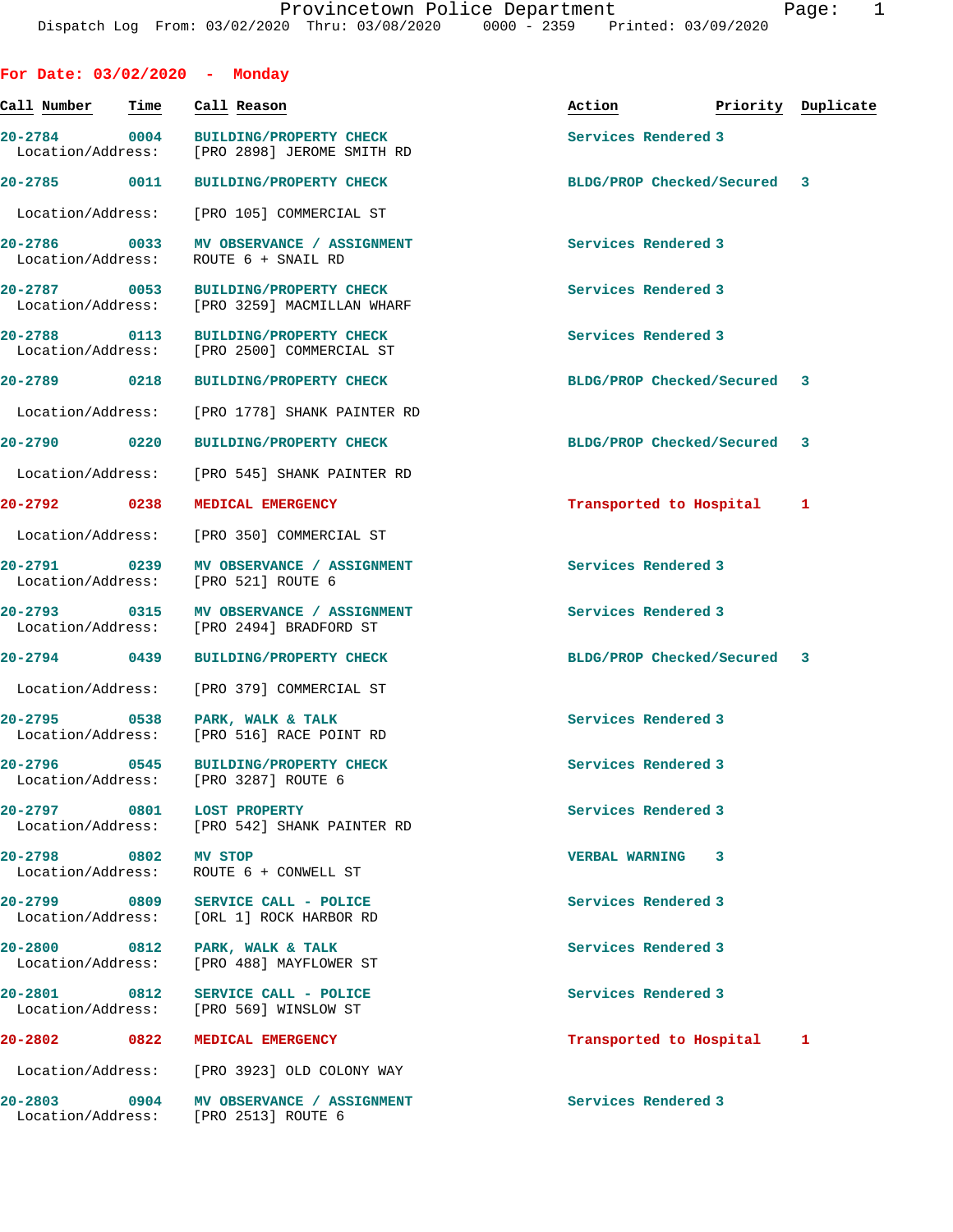# Provincetown Police Department

Dispatch Log From: 03/02/2020 Thru: 03/08/2020 0000 - 2359 Printed: 03/09/2020

## For Date: 03/02/2020 - Monday

| Call Number | Time | Call Reason | Action | Priority | Duplicate |
|---|---|---|---|---|---|
| 20-2784 | 0004 | BUILDING/PROPERTY CHECK | Services Rendered | 3 | |
| Location/Address: | | [PRO 2898] JEROME SMITH RD | | | |
| 20-2785 | 0011 | BUILDING/PROPERTY CHECK | BLDG/PROP Checked/Secured | 3 | |
| Location/Address: | | [PRO 105] COMMERCIAL ST | | | |
| 20-2786 | 0033 | MV OBSERVANCE / ASSIGNMENT | Services Rendered | 3 | |
| Location/Address: | | ROUTE 6 + SNAIL RD | | | |
| 20-2787 | 0053 | BUILDING/PROPERTY CHECK | Services Rendered | 3 | |
| Location/Address: | | [PRO 3259] MACMILLAN WHARF | | | |
| 20-2788 | 0113 | BUILDING/PROPERTY CHECK | Services Rendered | 3 | |
| Location/Address: | | [PRO 2500] COMMERCIAL ST | | | |
| 20-2789 | 0218 | BUILDING/PROPERTY CHECK | BLDG/PROP Checked/Secured | 3 | |
| Location/Address: | | [PRO 1778] SHANK PAINTER RD | | | |
| 20-2790 | 0220 | BUILDING/PROPERTY CHECK | BLDG/PROP Checked/Secured | 3 | |
| Location/Address: | | [PRO 545] SHANK PAINTER RD | | | |
| 20-2792 | 0238 | MEDICAL EMERGENCY | Transported to Hospital | 1 | |
| Location/Address: | | [PRO 350] COMMERCIAL ST | | | |
| 20-2791 | 0239 | MV OBSERVANCE / ASSIGNMENT | Services Rendered | 3 | |
| Location/Address: | | [PRO 521] ROUTE 6 | | | |
| 20-2793 | 0315 | MV OBSERVANCE / ASSIGNMENT | Services Rendered | 3 | |
| Location/Address: | | [PRO 2494] BRADFORD ST | | | |
| 20-2794 | 0439 | BUILDING/PROPERTY CHECK | BLDG/PROP Checked/Secured | 3 | |
| Location/Address: | | [PRO 379] COMMERCIAL ST | | | |
| 20-2795 | 0538 | PARK, WALK & TALK | Services Rendered | 3 | |
| Location/Address: | | [PRO 516] RACE POINT RD | | | |
| 20-2796 | 0545 | BUILDING/PROPERTY CHECK | Services Rendered | 3 | |
| Location/Address: | | [PRO 3287] ROUTE 6 | | | |
| 20-2797 | 0801 | LOST PROPERTY | Services Rendered | 3 | |
| Location/Address: | | [PRO 542] SHANK PAINTER RD | | | |
| 20-2798 | 0802 | MV STOP | VERBAL WARNING | 3 | |
| Location/Address: | | ROUTE 6 + CONWELL ST | | | |
| 20-2799 | 0809 | SERVICE CALL - POLICE | Services Rendered | 3 | |
| Location/Address: | | [ORL 1] ROCK HARBOR RD | | | |
| 20-2800 | 0812 | PARK, WALK & TALK | Services Rendered | 3 | |
| Location/Address: | | [PRO 488] MAYFLOWER ST | | | |
| 20-2801 | 0812 | SERVICE CALL - POLICE | Services Rendered | 3 | |
| Location/Address: | | [PRO 569] WINSLOW ST | | | |
| 20-2802 | 0822 | MEDICAL EMERGENCY | Transported to Hospital | 1 | |
| Location/Address: | | [PRO 3923] OLD COLONY WAY | | | |
| 20-2803 | 0904 | MV OBSERVANCE / ASSIGNMENT | Services Rendered | 3 | |
| Location/Address: | | [PRO 2513] ROUTE 6 | | | |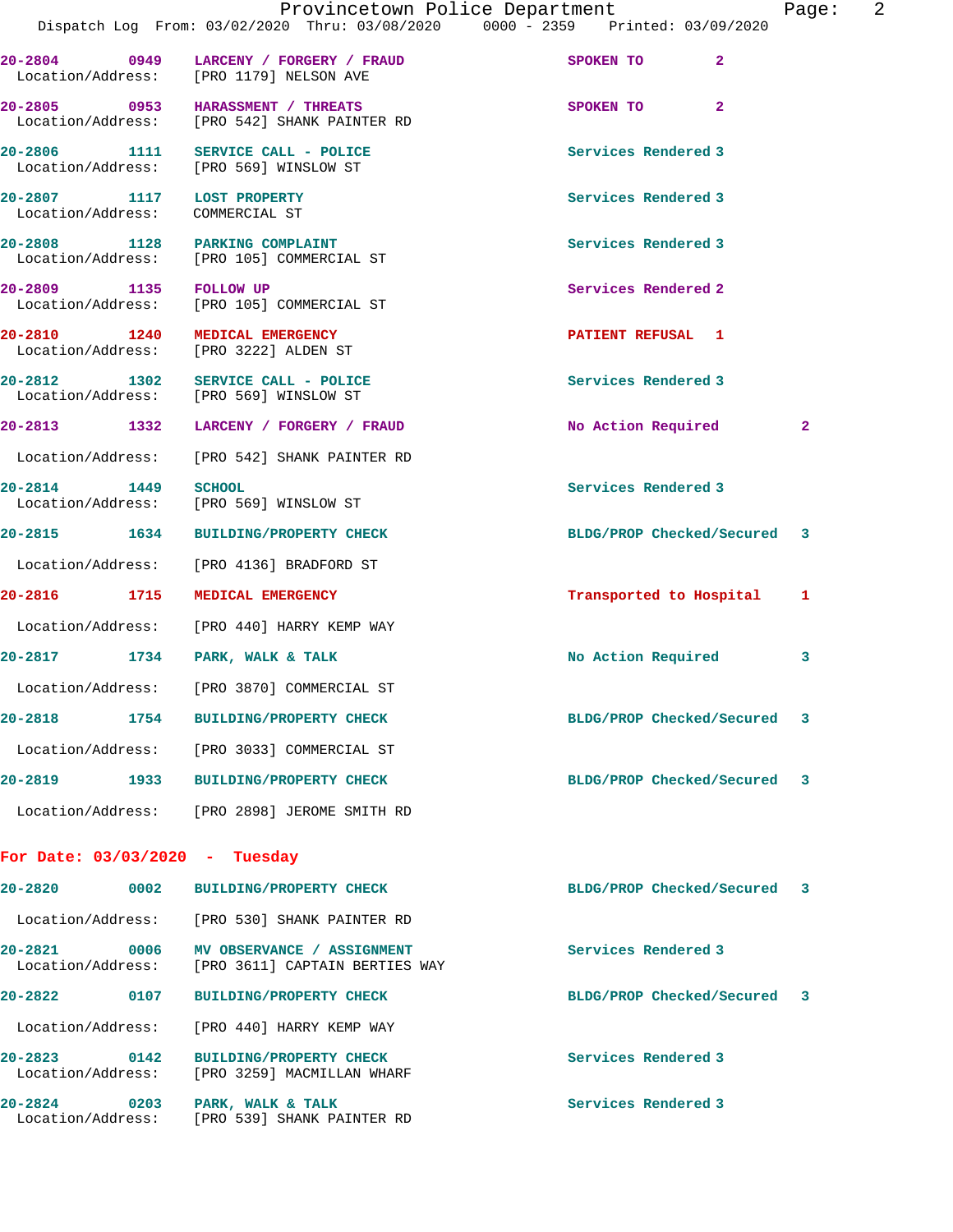Provincetown Police Department
Dispatch Log From: 03/02/2020 Thru: 03/08/2020 0000 - 2359 Printed: 03/09/2020

| Call # | Time | Call Type | Action | Priority |
|---|---|---|---|---|
| 20-2804 | 0949 | LARCENY / FORGERY / FRAUD | SPOKEN TO | 2 |
| Location/Address: | | [PRO 1179] NELSON AVE | | |
| 20-2805 | 0953 | HARASSMENT / THREATS | SPOKEN TO | 2 |
| Location/Address: | | [PRO 542] SHANK PAINTER RD | | |
| 20-2806 | 1111 | SERVICE CALL - POLICE | Services Rendered | 3 |
| Location/Address: | | [PRO 569] WINSLOW ST | | |
| 20-2807 | 1117 | LOST PROPERTY | Services Rendered | 3 |
| Location/Address: | | COMMERCIAL ST | | |
| 20-2808 | 1128 | PARKING COMPLAINT | Services Rendered | 3 |
| Location/Address: | | [PRO 105] COMMERCIAL ST | | |
| 20-2809 | 1135 | FOLLOW UP | Services Rendered | 2 |
| Location/Address: | | [PRO 105] COMMERCIAL ST | | |
| 20-2810 | 1240 | MEDICAL EMERGENCY | PATIENT REFUSAL | 1 |
| Location/Address: | | [PRO 3222] ALDEN ST | | |
| 20-2812 | 1302 | SERVICE CALL - POLICE | Services Rendered | 3 |
| Location/Address: | | [PRO 569] WINSLOW ST | | |
| 20-2813 | 1332 | LARCENY / FORGERY / FRAUD | No Action Required | 2 |
| Location/Address: | | [PRO 542] SHANK PAINTER RD | | |
| 20-2814 | 1449 | SCHOOL | Services Rendered | 3 |
| Location/Address: | | [PRO 569] WINSLOW ST | | |
| 20-2815 | 1634 | BUILDING/PROPERTY CHECK | BLDG/PROP Checked/Secured | 3 |
| Location/Address: | | [PRO 4136] BRADFORD ST | | |
| 20-2816 | 1715 | MEDICAL EMERGENCY | Transported to Hospital | 1 |
| Location/Address: | | [PRO 440] HARRY KEMP WAY | | |
| 20-2817 | 1734 | PARK, WALK & TALK | No Action Required | 3 |
| Location/Address: | | [PRO 3870] COMMERCIAL ST | | |
| 20-2818 | 1754 | BUILDING/PROPERTY CHECK | BLDG/PROP Checked/Secured | 3 |
| Location/Address: | | [PRO 3033] COMMERCIAL ST | | |
| 20-2819 | 1933 | BUILDING/PROPERTY CHECK | BLDG/PROP Checked/Secured | 3 |
| Location/Address: | | [PRO 2898] JEROME SMITH RD | | |

**For Date: 03/03/2020 - Tuesday**

| Call # | Time | Call Type | Action | Priority |
|---|---|---|---|---|
| 20-2820 | 0002 | BUILDING/PROPERTY CHECK | BLDG/PROP Checked/Secured | 3 |
| Location/Address: | | [PRO 530] SHANK PAINTER RD | | |
| 20-2821 | 0006 | MV OBSERVANCE / ASSIGNMENT | Services Rendered | 3 |
| Location/Address: | | [PRO 3611] CAPTAIN BERTIES WAY | | |
| 20-2822 | 0107 | BUILDING/PROPERTY CHECK | BLDG/PROP Checked/Secured | 3 |
| Location/Address: | | [PRO 440] HARRY KEMP WAY | | |
| 20-2823 | 0142 | BUILDING/PROPERTY CHECK | Services Rendered | 3 |
| Location/Address: | | [PRO 3259] MACMILLAN WHARF | | |
| 20-2824 | 0203 | PARK, WALK & TALK | Services Rendered | 3 |
| Location/Address: | | [PRO 539] SHANK PAINTER RD | | |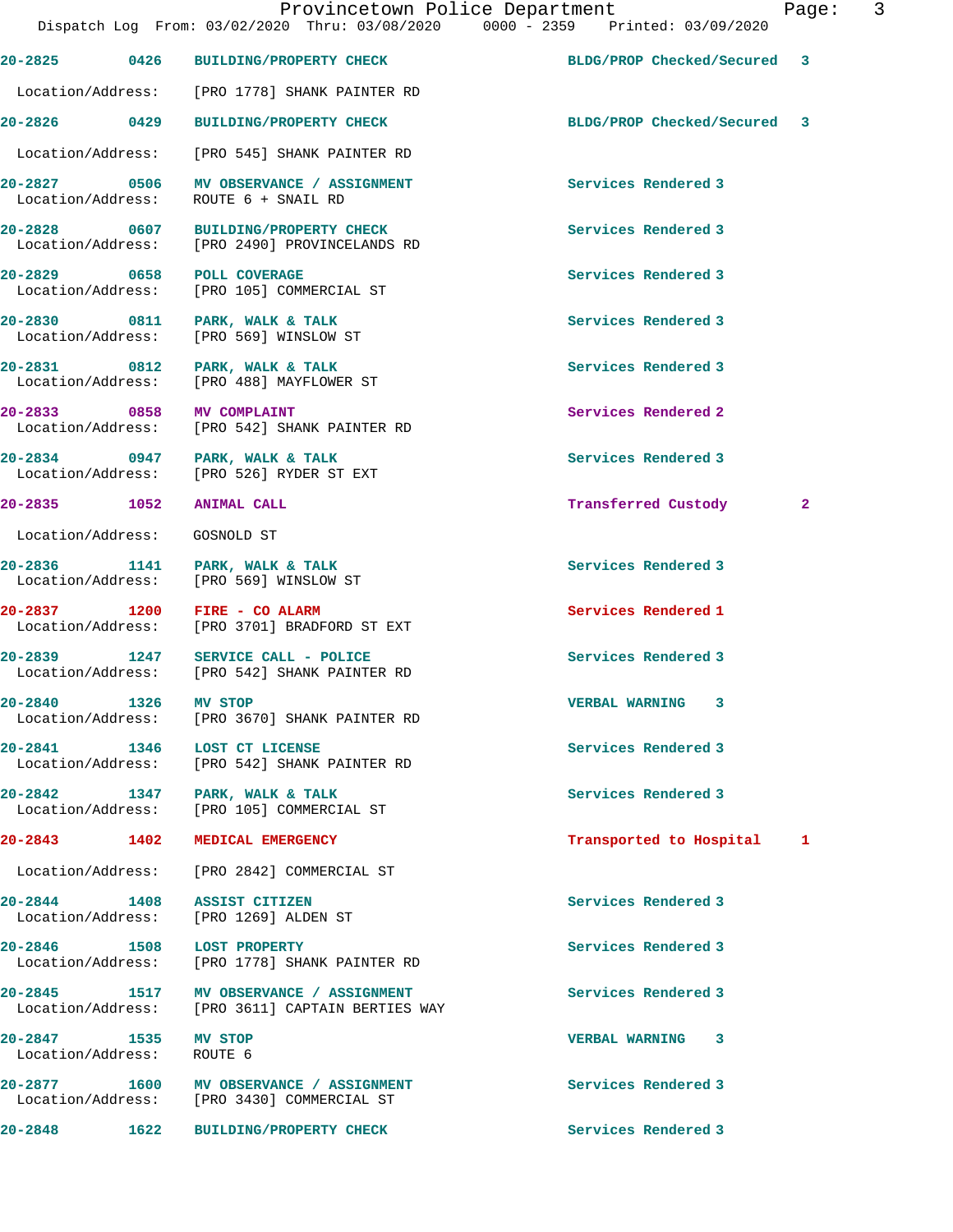| Call # | Time | Call Type | Disposition | Priority |
|---|---|---|---|---|
| 20-2825 | 0426 | BUILDING/PROPERTY CHECK | BLDG/PROP Checked/Secured | 3 |
| Location/Address: | [PRO 1778] SHANK PAINTER RD | | | |
| 20-2826 | 0429 | BUILDING/PROPERTY CHECK | BLDG/PROP Checked/Secured | 3 |
| Location/Address: | [PRO 545] SHANK PAINTER RD | | | |
| 20-2827 | 0506 | MV OBSERVANCE / ASSIGNMENT | Services Rendered | 3 |
| Location/Address: | ROUTE 6 + SNAIL RD | | | |
| 20-2828 | 0607 | BUILDING/PROPERTY CHECK | Services Rendered | 3 |
| Location/Address: | [PRO 2490] PROVINCELANDS RD | | | |
| 20-2829 | 0658 | POLL COVERAGE | Services Rendered | 3 |
| Location/Address: | [PRO 105] COMMERCIAL ST | | | |
| 20-2830 | 0811 | PARK, WALK & TALK | Services Rendered | 3 |
| Location/Address: | [PRO 569] WINSLOW ST | | | |
| 20-2831 | 0812 | PARK, WALK & TALK | Services Rendered | 3 |
| Location/Address: | [PRO 488] MAYFLOWER ST | | | |
| 20-2833 | 0858 | MV COMPLAINT | Services Rendered | 2 |
| Location/Address: | [PRO 542] SHANK PAINTER RD | | | |
| 20-2834 | 0947 | PARK, WALK & TALK | Services Rendered | 3 |
| Location/Address: | [PRO 526] RYDER ST EXT | | | |
| 20-2835 | 1052 | ANIMAL CALL | Transferred Custody | 2 |
| Location/Address: | GOSNOLD ST | | | |
| 20-2836 | 1141 | PARK, WALK & TALK | Services Rendered | 3 |
| Location/Address: | [PRO 569] WINSLOW ST | | | |
| 20-2837 | 1200 | FIRE - CO ALARM | Services Rendered | 1 |
| Location/Address: | [PRO 3701] BRADFORD ST EXT | | | |
| 20-2839 | 1247 | SERVICE CALL - POLICE | Services Rendered | 3 |
| Location/Address: | [PRO 542] SHANK PAINTER RD | | | |
| 20-2840 | 1326 | MV STOP | VERBAL WARNING | 3 |
| Location/Address: | [PRO 3670] SHANK PAINTER RD | | | |
| 20-2841 | 1346 | LOST CT LICENSE | Services Rendered | 3 |
| Location/Address: | [PRO 542] SHANK PAINTER RD | | | |
| 20-2842 | 1347 | PARK, WALK & TALK | Services Rendered | 3 |
| Location/Address: | [PRO 105] COMMERCIAL ST | | | |
| 20-2843 | 1402 | MEDICAL EMERGENCY | Transported to Hospital | 1 |
| Location/Address: | [PRO 2842] COMMERCIAL ST | | | |
| 20-2844 | 1408 | ASSIST CITIZEN | Services Rendered | 3 |
| Location/Address: | [PRO 1269] ALDEN ST | | | |
| 20-2846 | 1508 | LOST PROPERTY | Services Rendered | 3 |
| Location/Address: | [PRO 1778] SHANK PAINTER RD | | | |
| 20-2845 | 1517 | MV OBSERVANCE / ASSIGNMENT | Services Rendered | 3 |
| Location/Address: | [PRO 3611] CAPTAIN BERTIES WAY | | | |
| 20-2847 | 1535 | MV STOP | VERBAL WARNING | 3 |
| Location/Address: | ROUTE 6 | | | |
| 20-2877 | 1600 | MV OBSERVANCE / ASSIGNMENT | Services Rendered | 3 |
| Location/Address: | [PRO 3430] COMMERCIAL ST | | | |
| 20-2848 | 1622 | BUILDING/PROPERTY CHECK | Services Rendered | 3 |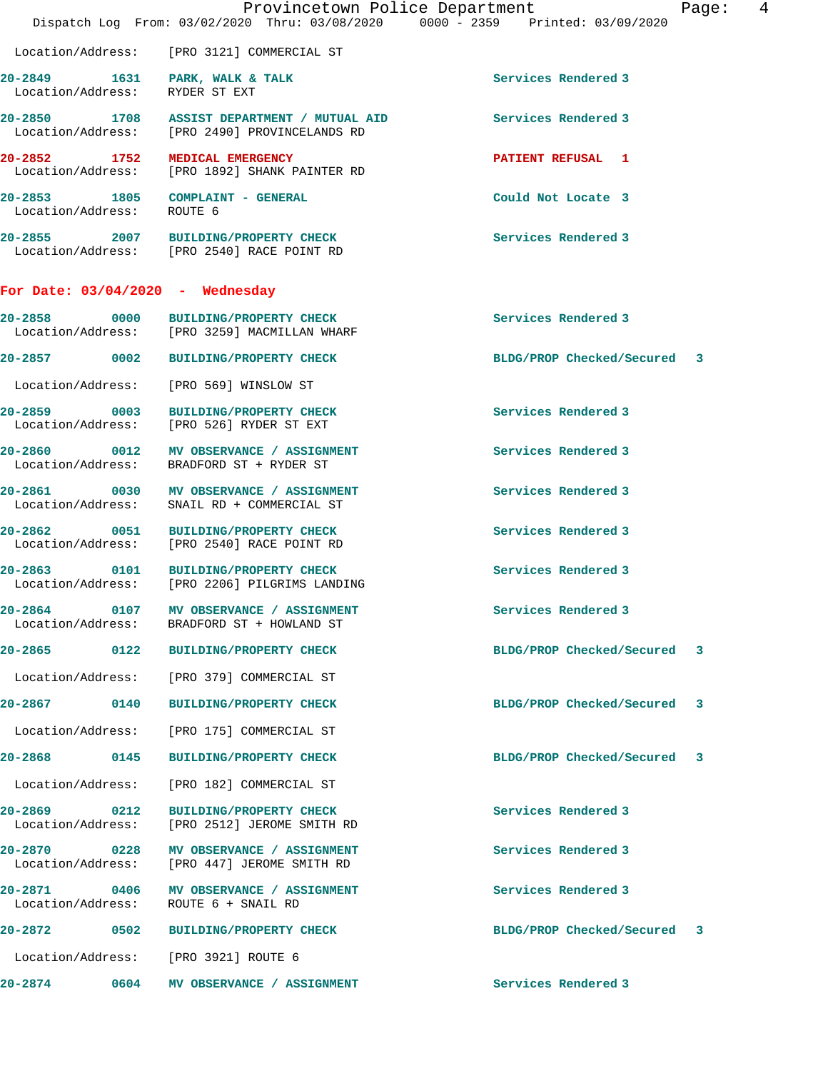Location/Address: [PRO 3121] COMMERCIAL ST

20-2849 1631 PARK, WALK & TALK Services Rendered 3
Location/Address: RYDER ST EXT

20-2850 1708 ASSIST DEPARTMENT / MUTUAL AID Services Rendered 3
Location/Address: [PRO 2490] PROVINCELANDS RD

20-2852 1752 MEDICAL EMERGENCY PATIENT REFUSAL 1
Location/Address: [PRO 1892] SHANK PAINTER RD

20-2853 1805 COMPLAINT - GENERAL Could Not Locate 3
Location/Address: ROUTE 6

20-2855 2007 BUILDING/PROPERTY CHECK Services Rendered 3
Location/Address: [PRO 2540] RACE POINT RD

## For Date: 03/04/2020 - Wednesday

20-2858 0000 BUILDING/PROPERTY CHECK Services Rendered 3
Location/Address: [PRO 3259] MACMILLAN WHARF

20-2857 0002 BUILDING/PROPERTY CHECK BLDG/PROP Checked/Secured 3
Location/Address: [PRO 569] WINSLOW ST

20-2859 0003 BUILDING/PROPERTY CHECK Services Rendered 3
Location/Address: [PRO 526] RYDER ST EXT

20-2860 0012 MV OBSERVANCE / ASSIGNMENT Services Rendered 3
Location/Address: BRADFORD ST + RYDER ST

20-2861 0030 MV OBSERVANCE / ASSIGNMENT Services Rendered 3
Location/Address: SNAIL RD + COMMERCIAL ST

20-2862 0051 BUILDING/PROPERTY CHECK Services Rendered 3
Location/Address: [PRO 2540] RACE POINT RD

20-2863 0101 BUILDING/PROPERTY CHECK Services Rendered 3
Location/Address: [PRO 2206] PILGRIMS LANDING

20-2864 0107 MV OBSERVANCE / ASSIGNMENT Services Rendered 3
Location/Address: BRADFORD ST + HOWLAND ST

20-2865 0122 BUILDING/PROPERTY CHECK BLDG/PROP Checked/Secured 3
Location/Address: [PRO 379] COMMERCIAL ST

20-2867 0140 BUILDING/PROPERTY CHECK BLDG/PROP Checked/Secured 3
Location/Address: [PRO 175] COMMERCIAL ST

20-2868 0145 BUILDING/PROPERTY CHECK BLDG/PROP Checked/Secured 3
Location/Address: [PRO 182] COMMERCIAL ST

20-2869 0212 BUILDING/PROPERTY CHECK Services Rendered 3
Location/Address: [PRO 2512] JEROME SMITH RD

20-2870 0228 MV OBSERVANCE / ASSIGNMENT Services Rendered 3
Location/Address: [PRO 447] JEROME SMITH RD

20-2871 0406 MV OBSERVANCE / ASSIGNMENT Services Rendered 3
Location/Address: ROUTE 6 + SNAIL RD

20-2872 0502 BUILDING/PROPERTY CHECK BLDG/PROP Checked/Secured 3
Location/Address: [PRO 3921] ROUTE 6

20-2874 0604 MV OBSERVANCE / ASSIGNMENT Services Rendered 3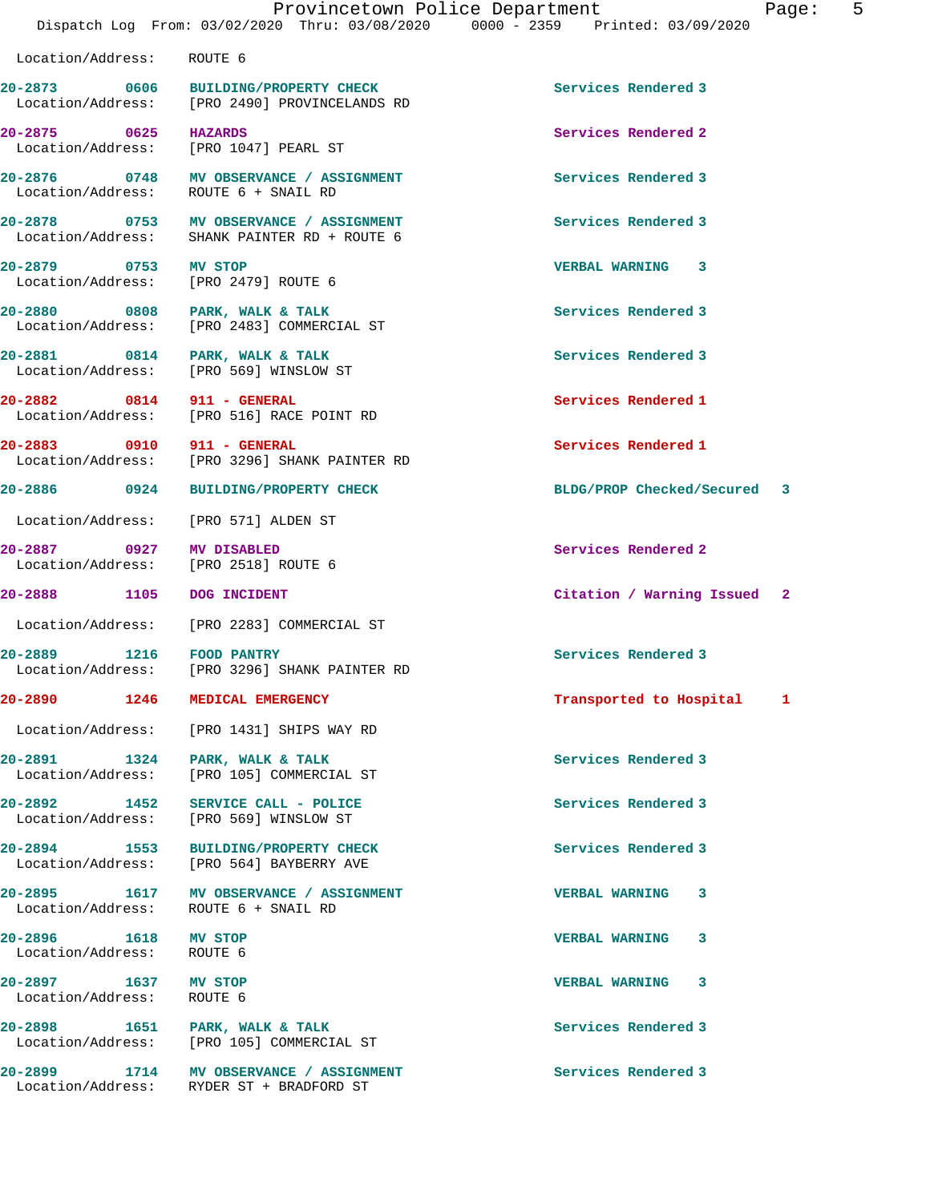Location/Address: ROUTE 6

| Call # | Time | Call Type | Disposition | Priority |
|---|---|---|---|---|
| 20-2873 | 0606 | BUILDING/PROPERTY CHECK | Services Rendered | 3 |
| | | Location/Address: [PRO 2490] PROVINCELANDS RD | | |
| 20-2875 | 0625 | HAZARDS | Services Rendered | 2 |
| | | Location/Address: [PRO 1047] PEARL ST | | |
| 20-2876 | 0748 | MV OBSERVANCE / ASSIGNMENT | Services Rendered | 3 |
| | | Location/Address: ROUTE 6 + SNAIL RD | | |
| 20-2878 | 0753 | MV OBSERVANCE / ASSIGNMENT | Services Rendered | 3 |
| | | Location/Address: SHANK PAINTER RD + ROUTE 6 | | |
| 20-2879 | 0753 | MV STOP | VERBAL WARNING | 3 |
| | | Location/Address: [PRO 2479] ROUTE 6 | | |
| 20-2880 | 0808 | PARK, WALK & TALK | Services Rendered | 3 |
| | | Location/Address: [PRO 2483] COMMERCIAL ST | | |
| 20-2881 | 0814 | PARK, WALK & TALK | Services Rendered | 3 |
| | | Location/Address: [PRO 569] WINSLOW ST | | |
| 20-2882 | 0814 | 911 - GENERAL | Services Rendered | 1 |
| | | Location/Address: [PRO 516] RACE POINT RD | | |
| 20-2883 | 0910 | 911 - GENERAL | Services Rendered | 1 |
| | | Location/Address: [PRO 3296] SHANK PAINTER RD | | |
| 20-2886 | 0924 | BUILDING/PROPERTY CHECK | BLDG/PROP Checked/Secured | 3 |
| | | Location/Address: [PRO 571] ALDEN ST | | |
| 20-2887 | 0927 | MV DISABLED | Services Rendered | 2 |
| | | Location/Address: [PRO 2518] ROUTE 6 | | |
| 20-2888 | 1105 | DOG INCIDENT | Citation / Warning Issued | 2 |
| | | Location/Address: [PRO 2283] COMMERCIAL ST | | |
| 20-2889 | 1216 | FOOD PANTRY | Services Rendered | 3 |
| | | Location/Address: [PRO 3296] SHANK PAINTER RD | | |
| 20-2890 | 1246 | MEDICAL EMERGENCY | Transported to Hospital | 1 |
| | | Location/Address: [PRO 1431] SHIPS WAY RD | | |
| 20-2891 | 1324 | PARK, WALK & TALK | Services Rendered | 3 |
| | | Location/Address: [PRO 105] COMMERCIAL ST | | |
| 20-2892 | 1452 | SERVICE CALL - POLICE | Services Rendered | 3 |
| | | Location/Address: [PRO 569] WINSLOW ST | | |
| 20-2894 | 1553 | BUILDING/PROPERTY CHECK | Services Rendered | 3 |
| | | Location/Address: [PRO 564] BAYBERRY AVE | | |
| 20-2895 | 1617 | MV OBSERVANCE / ASSIGNMENT | VERBAL WARNING | 3 |
| | | Location/Address: ROUTE 6 + SNAIL RD | | |
| 20-2896 | 1618 | MV STOP | VERBAL WARNING | 3 |
| | | Location/Address: ROUTE 6 | | |
| 20-2897 | 1637 | MV STOP | VERBAL WARNING | 3 |
| | | Location/Address: ROUTE 6 | | |
| 20-2898 | 1651 | PARK, WALK & TALK | Services Rendered | 3 |
| | | Location/Address: [PRO 105] COMMERCIAL ST | | |
| 20-2899 | 1714 | MV OBSERVANCE / ASSIGNMENT | Services Rendered | 3 |
| | | Location/Address: RYDER ST + BRADFORD ST | | |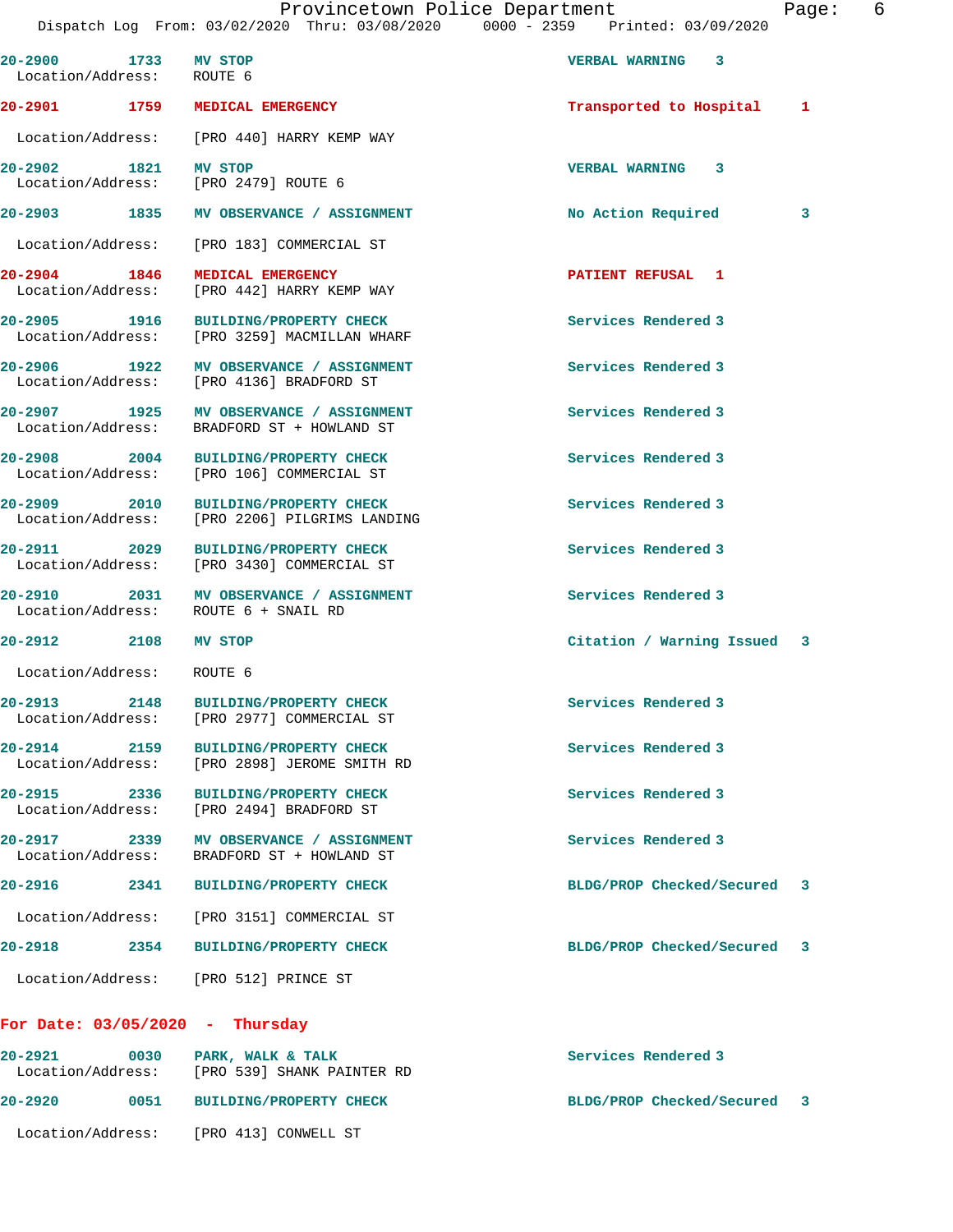20-2900 1733 MV STOP VERBAL WARNING 3
Location/Address: ROUTE 6

20-2901 1759 MEDICAL EMERGENCY Transported to Hospital 1
Location/Address: [PRO 440] HARRY KEMP WAY

20-2902 1821 MV STOP VERBAL WARNING 3
Location/Address: [PRO 2479] ROUTE 6

20-2903 1835 MV OBSERVANCE / ASSIGNMENT No Action Required 3
Location/Address: [PRO 183] COMMERCIAL ST

20-2904 1846 MEDICAL EMERGENCY PATIENT REFUSAL 1
Location/Address: [PRO 442] HARRY KEMP WAY

20-2905 1916 BUILDING/PROPERTY CHECK Services Rendered 3
Location/Address: [PRO 3259] MACMILLAN WHARF

20-2906 1922 MV OBSERVANCE / ASSIGNMENT Services Rendered 3
Location/Address: [PRO 4136] BRADFORD ST

20-2907 1925 MV OBSERVANCE / ASSIGNMENT Services Rendered 3
Location/Address: BRADFORD ST + HOWLAND ST

20-2908 2004 BUILDING/PROPERTY CHECK Services Rendered 3
Location/Address: [PRO 106] COMMERCIAL ST

20-2909 2010 BUILDING/PROPERTY CHECK Services Rendered 3
Location/Address: [PRO 2206] PILGRIMS LANDING

20-2911 2029 BUILDING/PROPERTY CHECK Services Rendered 3
Location/Address: [PRO 3430] COMMERCIAL ST

20-2910 2031 MV OBSERVANCE / ASSIGNMENT Services Rendered 3
Location/Address: ROUTE 6 + SNAIL RD

20-2912 2108 MV STOP Citation / Warning Issued 3
Location/Address: ROUTE 6

20-2913 2148 BUILDING/PROPERTY CHECK Services Rendered 3
Location/Address: [PRO 2977] COMMERCIAL ST

20-2914 2159 BUILDING/PROPERTY CHECK Services Rendered 3
Location/Address: [PRO 2898] JEROME SMITH RD

20-2915 2336 BUILDING/PROPERTY CHECK Services Rendered 3
Location/Address: [PRO 2494] BRADFORD ST

20-2917 2339 MV OBSERVANCE / ASSIGNMENT Services Rendered 3
Location/Address: BRADFORD ST + HOWLAND ST

20-2916 2341 BUILDING/PROPERTY CHECK BLDG/PROP Checked/Secured 3
Location/Address: [PRO 3151] COMMERCIAL ST

20-2918 2354 BUILDING/PROPERTY CHECK BLDG/PROP Checked/Secured 3
Location/Address: [PRO 512] PRINCE ST

## For Date: 03/05/2020 - Thursday

20-2921 0030 PARK, WALK & TALK Services Rendered 3
Location/Address: [PRO 539] SHANK PAINTER RD

20-2920 0051 BUILDING/PROPERTY CHECK BLDG/PROP Checked/Secured 3
Location/Address: [PRO 413] CONWELL ST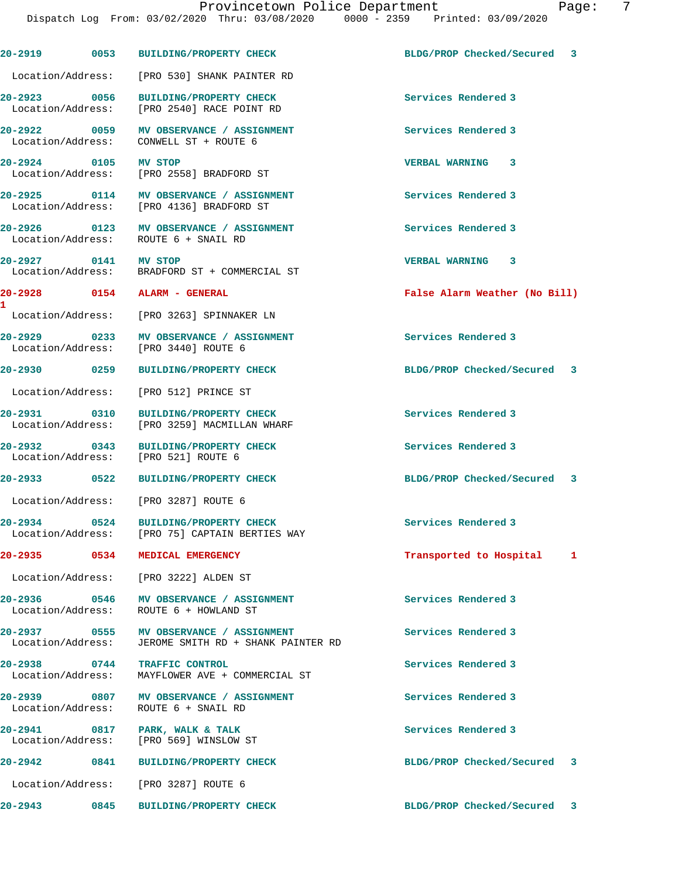20-2919 0053 BUILDING/PROPERTY CHECK BLDG/PROP Checked/Secured 3
Location/Address: [PRO 530] SHANK PAINTER RD

20-2923 0056 BUILDING/PROPERTY CHECK Services Rendered 3
Location/Address: [PRO 2540] RACE POINT RD

20-2922 0059 MV OBSERVANCE / ASSIGNMENT Services Rendered 3
Location/Address: CONWELL ST + ROUTE 6

20-2924 0105 MV STOP VERBAL WARNING 3
Location/Address: [PRO 2558] BRADFORD ST

20-2925 0114 MV OBSERVANCE / ASSIGNMENT Services Rendered 3
Location/Address: [PRO 4136] BRADFORD ST

20-2926 0123 MV OBSERVANCE / ASSIGNMENT Services Rendered 3
Location/Address: ROUTE 6 + SNAIL RD

20-2927 0141 MV STOP VERBAL WARNING 3
Location/Address: BRADFORD ST + COMMERCIAL ST

20-2928 0154 ALARM - GENERAL False Alarm Weather (No Bill) 1
Location/Address: [PRO 3263] SPINNAKER LN

20-2929 0233 MV OBSERVANCE / ASSIGNMENT Services Rendered 3
Location/Address: [PRO 3440] ROUTE 6

20-2930 0259 BUILDING/PROPERTY CHECK BLDG/PROP Checked/Secured 3
Location/Address: [PRO 512] PRINCE ST

20-2931 0310 BUILDING/PROPERTY CHECK Services Rendered 3
Location/Address: [PRO 3259] MACMILLAN WHARF

20-2932 0343 BUILDING/PROPERTY CHECK Services Rendered 3
Location/Address: [PRO 521] ROUTE 6

20-2933 0522 BUILDING/PROPERTY CHECK BLDG/PROP Checked/Secured 3
Location/Address: [PRO 3287] ROUTE 6

20-2934 0524 BUILDING/PROPERTY CHECK Services Rendered 3
Location/Address: [PRO 75] CAPTAIN BERTIES WAY

20-2935 0534 MEDICAL EMERGENCY Transported to Hospital 1
Location/Address: [PRO 3222] ALDEN ST

20-2936 0546 MV OBSERVANCE / ASSIGNMENT Services Rendered 3
Location/Address: ROUTE 6 + HOWLAND ST

20-2937 0555 MV OBSERVANCE / ASSIGNMENT Services Rendered 3
Location/Address: JEROME SMITH RD + SHANK PAINTER RD

20-2938 0744 TRAFFIC CONTROL Services Rendered 3
Location/Address: MAYFLOWER AVE + COMMERCIAL ST

20-2939 0807 MV OBSERVANCE / ASSIGNMENT Services Rendered 3
Location/Address: ROUTE 6 + SNAIL RD

20-2941 0817 PARK, WALK & TALK Services Rendered 3
Location/Address: [PRO 569] WINSLOW ST

20-2942 0841 BUILDING/PROPERTY CHECK BLDG/PROP Checked/Secured 3
Location/Address: [PRO 3287] ROUTE 6

20-2943 0845 BUILDING/PROPERTY CHECK BLDG/PROP Checked/Secured 3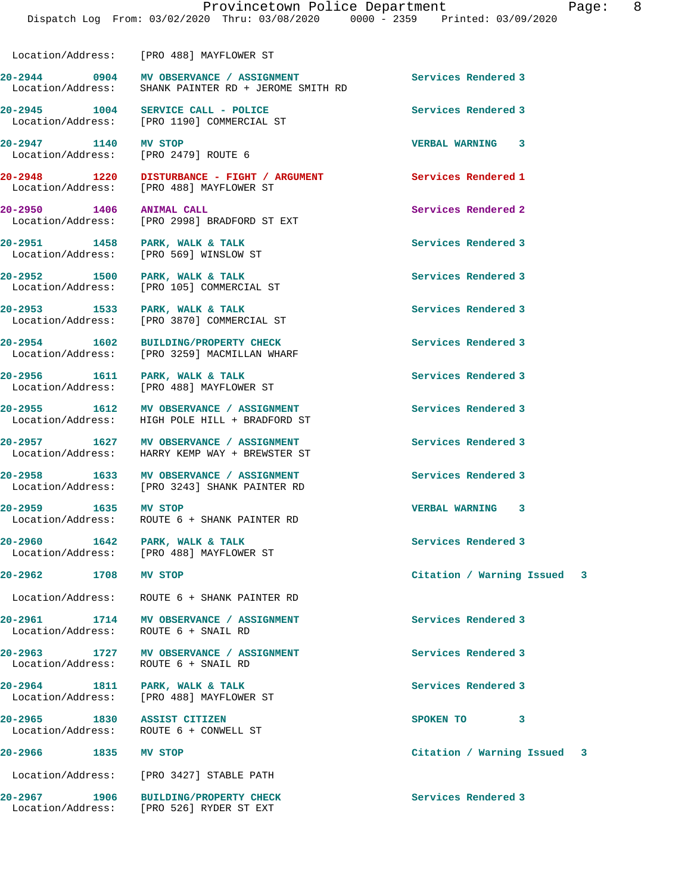Location/Address: [PRO 488] MAYFLOWER ST

| Call # | Time | Call Type | Disposition |
|---|---|---|---|
| 20-2944 | 0904 | MV OBSERVANCE / ASSIGNMENT | Services Rendered 3 |
| | | Location/Address: SHANK PAINTER RD + JEROME SMITH RD | |
| 20-2945 | 1004 | SERVICE CALL - POLICE | Services Rendered 3 |
| | | Location/Address: [PRO 1190] COMMERCIAL ST | |
| 20-2947 | 1140 | MV STOP | VERBAL WARNING 3 |
| | | Location/Address: [PRO 2479] ROUTE 6 | |
| 20-2948 | 1220 | DISTURBANCE - FIGHT / ARGUMENT | Services Rendered 1 |
| | | Location/Address: [PRO 488] MAYFLOWER ST | |
| 20-2950 | 1406 | ANIMAL CALL | Services Rendered 2 |
| | | Location/Address: [PRO 2998] BRADFORD ST EXT | |
| 20-2951 | 1458 | PARK, WALK & TALK | Services Rendered 3 |
| | | Location/Address: [PRO 569] WINSLOW ST | |
| 20-2952 | 1500 | PARK, WALK & TALK | Services Rendered 3 |
| | | Location/Address: [PRO 105] COMMERCIAL ST | |
| 20-2953 | 1533 | PARK, WALK & TALK | Services Rendered 3 |
| | | Location/Address: [PRO 3870] COMMERCIAL ST | |
| 20-2954 | 1602 | BUILDING/PROPERTY CHECK | Services Rendered 3 |
| | | Location/Address: [PRO 3259] MACMILLAN WHARF | |
| 20-2956 | 1611 | PARK, WALK & TALK | Services Rendered 3 |
| | | Location/Address: [PRO 488] MAYFLOWER ST | |
| 20-2955 | 1612 | MV OBSERVANCE / ASSIGNMENT | Services Rendered 3 |
| | | Location/Address: HIGH POLE HILL + BRADFORD ST | |
| 20-2957 | 1627 | MV OBSERVANCE / ASSIGNMENT | Services Rendered 3 |
| | | Location/Address: HARRY KEMP WAY + BREWSTER ST | |
| 20-2958 | 1633 | MV OBSERVANCE / ASSIGNMENT | Services Rendered 3 |
| | | Location/Address: [PRO 3243] SHANK PAINTER RD | |
| 20-2959 | 1635 | MV STOP | VERBAL WARNING 3 |
| | | Location/Address: ROUTE 6 + SHANK PAINTER RD | |
| 20-2960 | 1642 | PARK, WALK & TALK | Services Rendered 3 |
| | | Location/Address: [PRO 488] MAYFLOWER ST | |
| 20-2962 | 1708 | MV STOP | Citation / Warning Issued 3 |
| | | Location/Address: ROUTE 6 + SHANK PAINTER RD | |
| 20-2961 | 1714 | MV OBSERVANCE / ASSIGNMENT | Services Rendered 3 |
| | | Location/Address: ROUTE 6 + SNAIL RD | |
| 20-2963 | 1727 | MV OBSERVANCE / ASSIGNMENT | Services Rendered 3 |
| | | Location/Address: ROUTE 6 + SNAIL RD | |
| 20-2964 | 1811 | PARK, WALK & TALK | Services Rendered 3 |
| | | Location/Address: [PRO 488] MAYFLOWER ST | |
| 20-2965 | 1830 | ASSIST CITIZEN | SPOKEN TO 3 |
| | | Location/Address: ROUTE 6 + CONWELL ST | |
| 20-2966 | 1835 | MV STOP | Citation / Warning Issued 3 |
| | | Location/Address: [PRO 3427] STABLE PATH | |
| 20-2967 | 1906 | BUILDING/PROPERTY CHECK | Services Rendered 3 |
| | | Location/Address: [PRO 526] RYDER ST EXT | |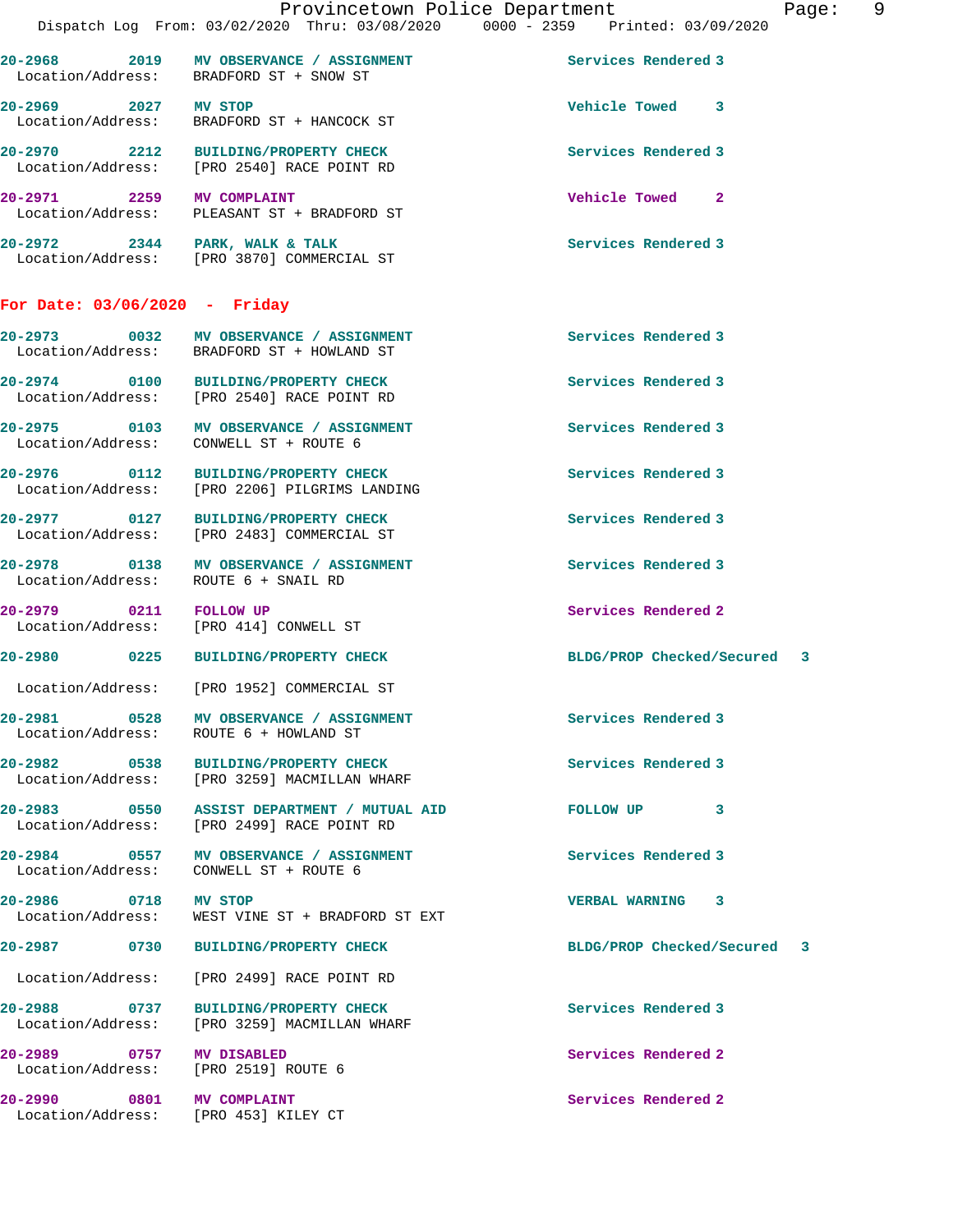| Call Number | Time | Call Reason | Action | Priority |
|---|---|---|---|---|
| 20-2968 | 2019 | MV OBSERVANCE / ASSIGNMENT | Services Rendered | 3 |
| Location/Address: | | BRADFORD ST + SNOW ST | | |
| 20-2969 | 2027 | MV STOP | Vehicle Towed | 3 |
| Location/Address: | | BRADFORD ST + HANCOCK ST | | |
| 20-2970 | 2212 | BUILDING/PROPERTY CHECK | Services Rendered | 3 |
| Location/Address: | | [PRO 2540] RACE POINT RD | | |
| 20-2971 | 2259 | MV COMPLAINT | Vehicle Towed | 2 |
| Location/Address: | | PLEASANT ST + BRADFORD ST | | |
| 20-2972 | 2344 | PARK, WALK & TALK | Services Rendered | 3 |
| Location/Address: | | [PRO 3870] COMMERCIAL ST | | |

## For Date: 03/06/2020 - Friday

| Call Number | Time | Call Reason | Action | Priority |
|---|---|---|---|---|
| 20-2973 | 0032 | MV OBSERVANCE / ASSIGNMENT | Services Rendered | 3 |
| Location/Address: | | BRADFORD ST + HOWLAND ST | | |
| 20-2974 | 0100 | BUILDING/PROPERTY CHECK | Services Rendered | 3 |
| Location/Address: | | [PRO 2540] RACE POINT RD | | |
| 20-2975 | 0103 | MV OBSERVANCE / ASSIGNMENT | Services Rendered | 3 |
| Location/Address: | | CONWELL ST + ROUTE 6 | | |
| 20-2976 | 0112 | BUILDING/PROPERTY CHECK | Services Rendered | 3 |
| Location/Address: | | [PRO 2206] PILGRIMS LANDING | | |
| 20-2977 | 0127 | BUILDING/PROPERTY CHECK | Services Rendered | 3 |
| Location/Address: | | [PRO 2483] COMMERCIAL ST | | |
| 20-2978 | 0138 | MV OBSERVANCE / ASSIGNMENT | Services Rendered | 3 |
| Location/Address: | | ROUTE 6 + SNAIL RD | | |
| 20-2979 | 0211 | FOLLOW UP | Services Rendered | 2 |
| Location/Address: | | [PRO 414] CONWELL ST | | |
| 20-2980 | 0225 | BUILDING/PROPERTY CHECK | BLDG/PROP Checked/Secured | 3 |
| Location/Address: | | [PRO 1952] COMMERCIAL ST | | |
| 20-2981 | 0528 | MV OBSERVANCE / ASSIGNMENT | Services Rendered | 3 |
| Location/Address: | | ROUTE 6 + HOWLAND ST | | |
| 20-2982 | 0538 | BUILDING/PROPERTY CHECK | Services Rendered | 3 |
| Location/Address: | | [PRO 3259] MACMILLAN WHARF | | |
| 20-2983 | 0550 | ASSIST DEPARTMENT / MUTUAL AID | FOLLOW UP | 3 |
| Location/Address: | | [PRO 2499] RACE POINT RD | | |
| 20-2984 | 0557 | MV OBSERVANCE / ASSIGNMENT | Services Rendered | 3 |
| Location/Address: | | CONWELL ST + ROUTE 6 | | |
| 20-2986 | 0718 | MV STOP | VERBAL WARNING | 3 |
| Location/Address: | | WEST VINE ST + BRADFORD ST EXT | | |
| 20-2987 | 0730 | BUILDING/PROPERTY CHECK | BLDG/PROP Checked/Secured | 3 |
| Location/Address: | | [PRO 2499] RACE POINT RD | | |
| 20-2988 | 0737 | BUILDING/PROPERTY CHECK | Services Rendered | 3 |
| Location/Address: | | [PRO 3259] MACMILLAN WHARF | | |
| 20-2989 | 0757 | MV DISABLED | Services Rendered | 2 |
| Location/Address: | | [PRO 2519] ROUTE 6 | | |
| 20-2990 | 0801 | MV COMPLAINT | Services Rendered | 2 |
| Location/Address: | | [PRO 453] KILEY CT | | |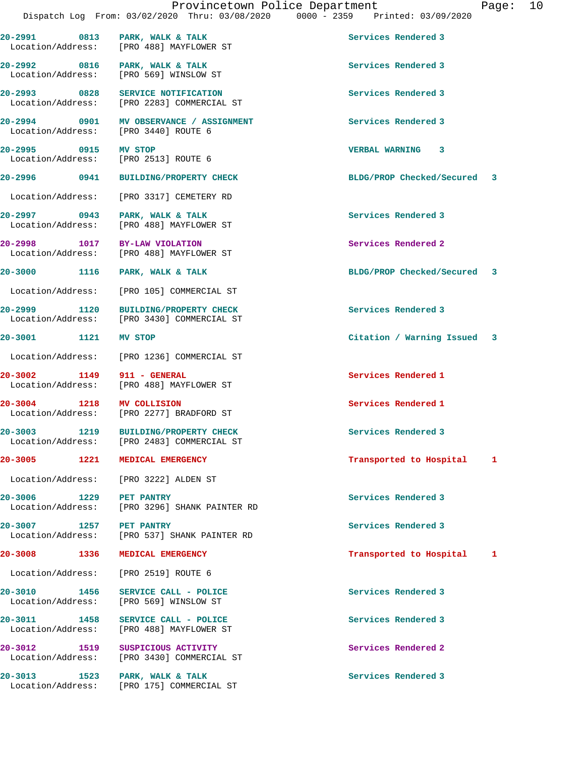| Call # | Time | Call Type | Disposition |
|---|---|---|---|
| 20-2991 | 0813 | PARK, WALK & TALK | Services Rendered 3 |
| Location/Address: | | [PRO 488] MAYFLOWER ST | |
| 20-2992 | 0816 | PARK, WALK & TALK | Services Rendered 3 |
| Location/Address: | | [PRO 569] WINSLOW ST | |
| 20-2993 | 0828 | SERVICE NOTIFICATION | Services Rendered 3 |
| Location/Address: | | [PRO 2283] COMMERCIAL ST | |
| 20-2994 | 0901 | MV OBSERVANCE / ASSIGNMENT | Services Rendered 3 |
| Location/Address: | | [PRO 3440] ROUTE 6 | |
| 20-2995 | 0915 | MV STOP | VERBAL WARNING 3 |
| Location/Address: | | [PRO 2513] ROUTE 6 | |
| 20-2996 | 0941 | BUILDING/PROPERTY CHECK | BLDG/PROP Checked/Secured 3 |
| Location/Address: | | [PRO 3317] CEMETERY RD | |
| 20-2997 | 0943 | PARK, WALK & TALK | Services Rendered 3 |
| Location/Address: | | [PRO 488] MAYFLOWER ST | |
| 20-2998 | 1017 | BY-LAW VIOLATION | Services Rendered 2 |
| Location/Address: | | [PRO 488] MAYFLOWER ST | |
| 20-3000 | 1116 | PARK, WALK & TALK | BLDG/PROP Checked/Secured 3 |
| Location/Address: | | [PRO 105] COMMERCIAL ST | |
| 20-2999 | 1120 | BUILDING/PROPERTY CHECK | Services Rendered 3 |
| Location/Address: | | [PRO 3430] COMMERCIAL ST | |
| 20-3001 | 1121 | MV STOP | Citation / Warning Issued 3 |
| Location/Address: | | [PRO 1236] COMMERCIAL ST | |
| 20-3002 | 1149 | 911 - GENERAL | Services Rendered 1 |
| Location/Address: | | [PRO 488] MAYFLOWER ST | |
| 20-3004 | 1218 | MV COLLISION | Services Rendered 1 |
| Location/Address: | | [PRO 2277] BRADFORD ST | |
| 20-3003 | 1219 | BUILDING/PROPERTY CHECK | Services Rendered 3 |
| Location/Address: | | [PRO 2483] COMMERCIAL ST | |
| 20-3005 | 1221 | MEDICAL EMERGENCY | Transported to Hospital 1 |
| Location/Address: | | [PRO 3222] ALDEN ST | |
| 20-3006 | 1229 | PET PANTRY | Services Rendered 3 |
| Location/Address: | | [PRO 3296] SHANK PAINTER RD | |
| 20-3007 | 1257 | PET PANTRY | Services Rendered 3 |
| Location/Address: | | [PRO 537] SHANK PAINTER RD | |
| 20-3008 | 1336 | MEDICAL EMERGENCY | Transported to Hospital 1 |
| Location/Address: | | [PRO 2519] ROUTE 6 | |
| 20-3010 | 1456 | SERVICE CALL - POLICE | Services Rendered 3 |
| Location/Address: | | [PRO 569] WINSLOW ST | |
| 20-3011 | 1458 | SERVICE CALL - POLICE | Services Rendered 3 |
| Location/Address: | | [PRO 488] MAYFLOWER ST | |
| 20-3012 | 1519 | SUSPICIOUS ACTIVITY | Services Rendered 2 |
| Location/Address: | | [PRO 3430] COMMERCIAL ST | |
| 20-3013 | 1523 | PARK, WALK & TALK | Services Rendered 3 |
| Location/Address: | | [PRO 175] COMMERCIAL ST | |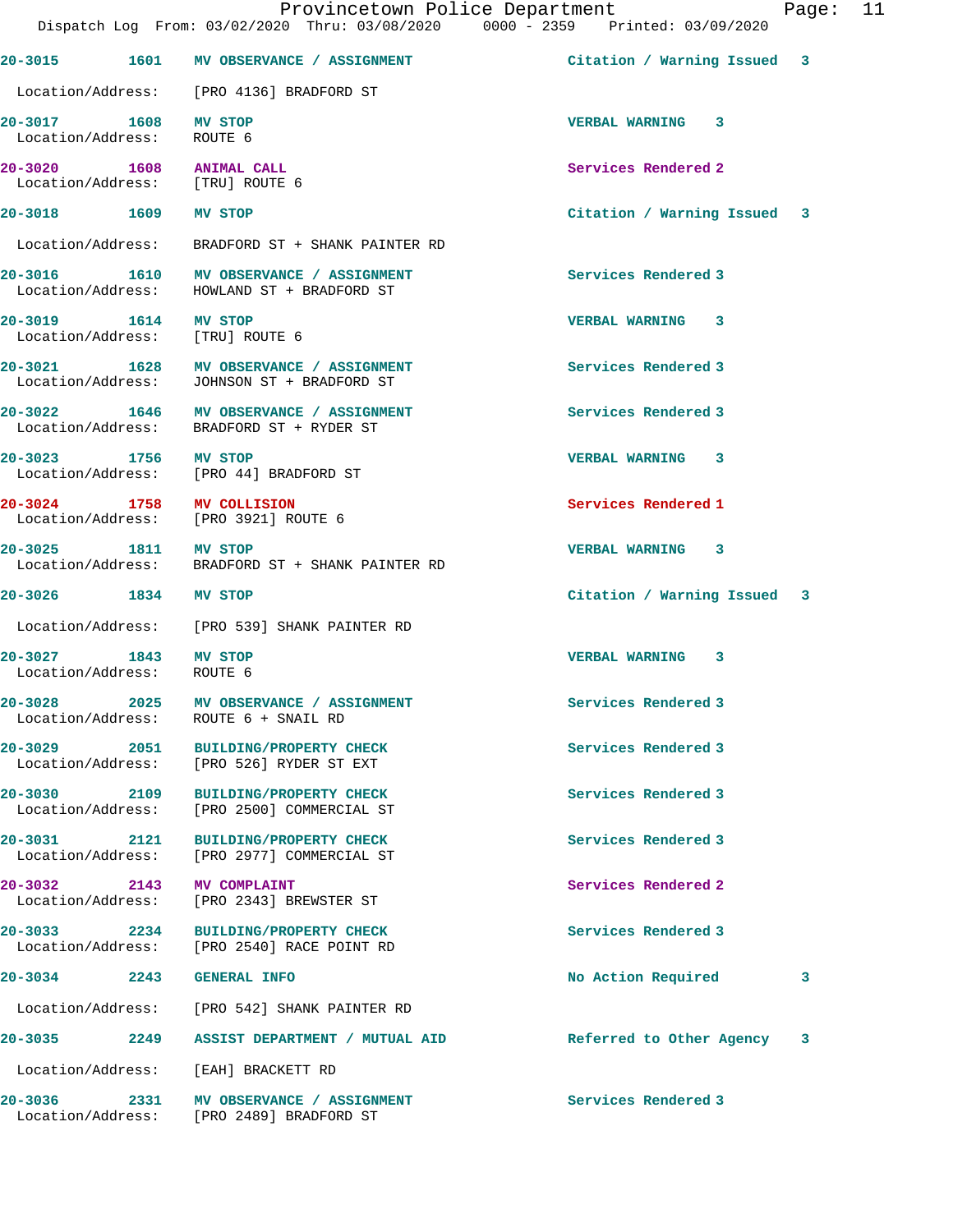| Call Number | Time | Call Reason | Action | Priority |
|---|---|---|---|---|
| 20-3015 | 1601 | MV OBSERVANCE / ASSIGNMENT | Citation / Warning Issued | 3 |
| Location/Address: | [PRO 4136] BRADFORD ST | | | |
| 20-3017 | 1608 | MV STOP | VERBAL WARNING | 3 |
| Location/Address: | ROUTE 6 | | | |
| 20-3020 | 1608 | ANIMAL CALL | Services Rendered | 2 |
| Location/Address: | [TRU] ROUTE 6 | | | |
| 20-3018 | 1609 | MV STOP | Citation / Warning Issued | 3 |
| Location/Address: | BRADFORD ST + SHANK PAINTER RD | | | |
| 20-3016 | 1610 | MV OBSERVANCE / ASSIGNMENT | Services Rendered | 3 |
| Location/Address: | HOWLAND ST + BRADFORD ST | | | |
| 20-3019 | 1614 | MV STOP | VERBAL WARNING | 3 |
| Location/Address: | [TRU] ROUTE 6 | | | |
| 20-3021 | 1628 | MV OBSERVANCE / ASSIGNMENT | Services Rendered | 3 |
| Location/Address: | JOHNSON ST + BRADFORD ST | | | |
| 20-3022 | 1646 | MV OBSERVANCE / ASSIGNMENT | Services Rendered | 3 |
| Location/Address: | BRADFORD ST + RYDER ST | | | |
| 20-3023 | 1756 | MV STOP | VERBAL WARNING | 3 |
| Location/Address: | [PRO 44] BRADFORD ST | | | |
| 20-3024 | 1758 | MV COLLISION | Services Rendered | 1 |
| Location/Address: | [PRO 3921] ROUTE 6 | | | |
| 20-3025 | 1811 | MV STOP | VERBAL WARNING | 3 |
| Location/Address: | BRADFORD ST + SHANK PAINTER RD | | | |
| 20-3026 | 1834 | MV STOP | Citation / Warning Issued | 3 |
| Location/Address: | [PRO 539] SHANK PAINTER RD | | | |
| 20-3027 | 1843 | MV STOP | VERBAL WARNING | 3 |
| Location/Address: | ROUTE 6 | | | |
| 20-3028 | 2025 | MV OBSERVANCE / ASSIGNMENT | Services Rendered | 3 |
| Location/Address: | ROUTE 6 + SNAIL RD | | | |
| 20-3029 | 2051 | BUILDING/PROPERTY CHECK | Services Rendered | 3 |
| Location/Address: | [PRO 526] RYDER ST EXT | | | |
| 20-3030 | 2109 | BUILDING/PROPERTY CHECK | Services Rendered | 3 |
| Location/Address: | [PRO 2500] COMMERCIAL ST | | | |
| 20-3031 | 2121 | BUILDING/PROPERTY CHECK | Services Rendered | 3 |
| Location/Address: | [PRO 2977] COMMERCIAL ST | | | |
| 20-3032 | 2143 | MV COMPLAINT | Services Rendered | 2 |
| Location/Address: | [PRO 2343] BREWSTER ST | | | |
| 20-3033 | 2234 | BUILDING/PROPERTY CHECK | Services Rendered | 3 |
| Location/Address: | [PRO 2540] RACE POINT RD | | | |
| 20-3034 | 2243 | GENERAL INFO | No Action Required | 3 |
| Location/Address: | [PRO 542] SHANK PAINTER RD | | | |
| 20-3035 | 2249 | ASSIST DEPARTMENT / MUTUAL AID | Referred to Other Agency | 3 |
| Location/Address: | [EAH] BRACKETT RD | | | |
| 20-3036 | 2331 | MV OBSERVANCE / ASSIGNMENT | Services Rendered | 3 |
| Location/Address: | [PRO 2489] BRADFORD ST | | | |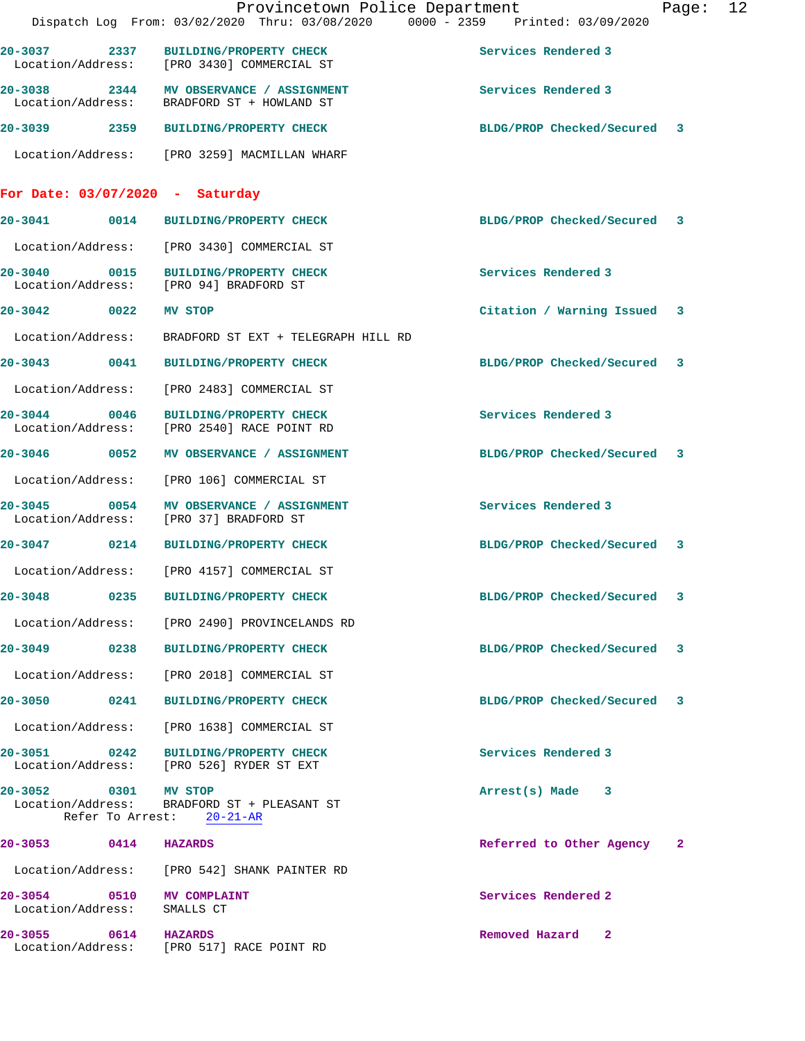20-3037 2337 **BUILDING/PROPERTY CHECK** Services Rendered 3
Location/Address: [PRO 3430] COMMERCIAL ST

20-3038 2344 **MV OBSERVANCE / ASSIGNMENT** Services Rendered 3
Location/Address: BRADFORD ST + HOWLAND ST

20-3039 2359 **BUILDING/PROPERTY CHECK** BLDG/PROP Checked/Secured 3
Location/Address: [PRO 3259] MACMILLAN WHARF

## For Date: 03/07/2020 - Saturday

20-3041 0014 **BUILDING/PROPERTY CHECK** BLDG/PROP Checked/Secured 3
Location/Address: [PRO 3430] COMMERCIAL ST

20-3040 0015 **BUILDING/PROPERTY CHECK** Services Rendered 3
Location/Address: [PRO 94] BRADFORD ST

20-3042 0022 **MV STOP** Citation / Warning Issued 3
Location/Address: BRADFORD ST EXT + TELEGRAPH HILL RD

20-3043 0041 **BUILDING/PROPERTY CHECK** BLDG/PROP Checked/Secured 3
Location/Address: [PRO 2483] COMMERCIAL ST

20-3044 0046 **BUILDING/PROPERTY CHECK** Services Rendered 3
Location/Address: [PRO 2540] RACE POINT RD

20-3046 0052 **MV OBSERVANCE / ASSIGNMENT** BLDG/PROP Checked/Secured 3
Location/Address: [PRO 106] COMMERCIAL ST

20-3045 0054 **MV OBSERVANCE / ASSIGNMENT** Services Rendered 3
Location/Address: [PRO 37] BRADFORD ST

20-3047 0214 **BUILDING/PROPERTY CHECK** BLDG/PROP Checked/Secured 3
Location/Address: [PRO 4157] COMMERCIAL ST

20-3048 0235 **BUILDING/PROPERTY CHECK** BLDG/PROP Checked/Secured 3
Location/Address: [PRO 2490] PROVINCELANDS RD

20-3049 0238 **BUILDING/PROPERTY CHECK** BLDG/PROP Checked/Secured 3
Location/Address: [PRO 2018] COMMERCIAL ST

20-3050 0241 **BUILDING/PROPERTY CHECK** BLDG/PROP Checked/Secured 3
Location/Address: [PRO 1638] COMMERCIAL ST

20-3051 0242 **BUILDING/PROPERTY CHECK** Services Rendered 3
Location/Address: [PRO 526] RYDER ST EXT

20-3052 0301 **MV STOP** Arrest(s) Made 3
Location/Address: BRADFORD ST + PLEASANT ST
Refer To Arrest: 20-21-AR

20-3053 0414 **HAZARDS** Referred to Other Agency 2
Location/Address: [PRO 542] SHANK PAINTER RD

20-3054 0510 **MV COMPLAINT** Services Rendered 2
Location/Address: SMALLS CT

20-3055 0614 **HAZARDS** Removed Hazard 2
Location/Address: [PRO 517] RACE POINT RD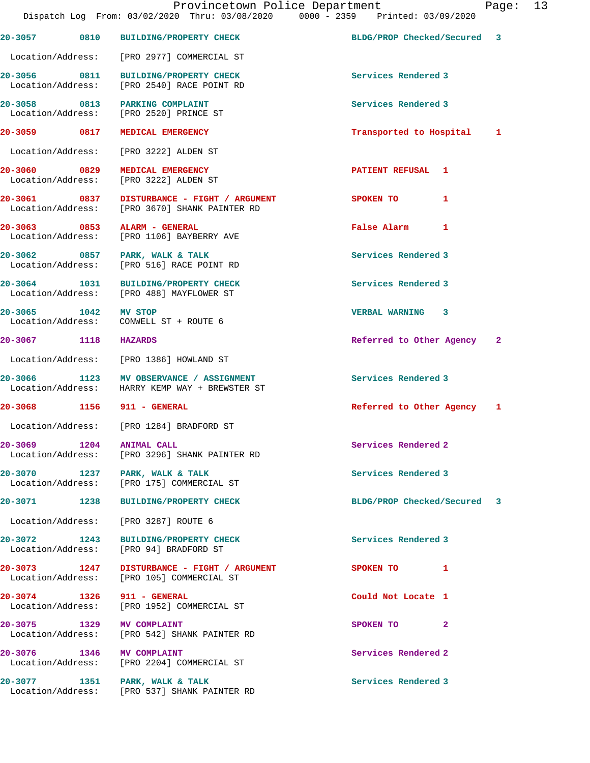20-3057 0810 BUILDING/PROPERTY CHECK BLDG/PROP Checked/Secured 3

Location/Address: [PRO 2977] COMMERCIAL ST

20-3056 0811 BUILDING/PROPERTY CHECK Services Rendered 3
Location/Address: [PRO 2540] RACE POINT RD

20-3058 0813 PARKING COMPLAINT Services Rendered 3
Location/Address: [PRO 2520] PRINCE ST

20-3059 0817 MEDICAL EMERGENCY Transported to Hospital 1

Location/Address: [PRO 3222] ALDEN ST

20-3060 0829 MEDICAL EMERGENCY PATIENT REFUSAL 1
Location/Address: [PRO 3222] ALDEN ST

20-3061 0837 DISTURBANCE - FIGHT / ARGUMENT SPOKEN TO 1
Location/Address: [PRO 3670] SHANK PAINTER RD

20-3063 0853 ALARM - GENERAL False Alarm 1
Location/Address: [PRO 1106] BAYBERRY AVE

20-3062 0857 PARK, WALK & TALK Services Rendered 3
Location/Address: [PRO 516] RACE POINT RD

20-3064 1031 BUILDING/PROPERTY CHECK Services Rendered 3
Location/Address: [PRO 488] MAYFLOWER ST

20-3065 1042 MV STOP VERBAL WARNING 3
Location/Address: CONWELL ST + ROUTE 6

20-3067 1118 HAZARDS Referred to Other Agency 2

Location/Address: [PRO 1386] HOWLAND ST

20-3066 1123 MV OBSERVANCE / ASSIGNMENT Services Rendered 3
Location/Address: HARRY KEMP WAY + BREWSTER ST

20-3068 1156 911 - GENERAL Referred to Other Agency 1

Location/Address: [PRO 1284] BRADFORD ST

20-3069 1204 ANIMAL CALL Services Rendered 2
Location/Address: [PRO 3296] SHANK PAINTER RD

20-3070 1237 PARK, WALK & TALK Services Rendered 3
Location/Address: [PRO 175] COMMERCIAL ST

20-3071 1238 BUILDING/PROPERTY CHECK BLDG/PROP Checked/Secured 3

Location/Address: [PRO 3287] ROUTE 6

20-3072 1243 BUILDING/PROPERTY CHECK Services Rendered 3
Location/Address: [PRO 94] BRADFORD ST

20-3073 1247 DISTURBANCE - FIGHT / ARGUMENT SPOKEN TO 1
Location/Address: [PRO 105] COMMERCIAL ST

20-3074 1326 911 - GENERAL Could Not Locate 1
Location/Address: [PRO 1952] COMMERCIAL ST

20-3075 1329 MV COMPLAINT SPOKEN TO 2
Location/Address: [PRO 542] SHANK PAINTER RD

20-3076 1346 MV COMPLAINT Services Rendered 2
Location/Address: [PRO 2204] COMMERCIAL ST

20-3077 1351 PARK, WALK & TALK Services Rendered 3
Location/Address: [PRO 537] SHANK PAINTER RD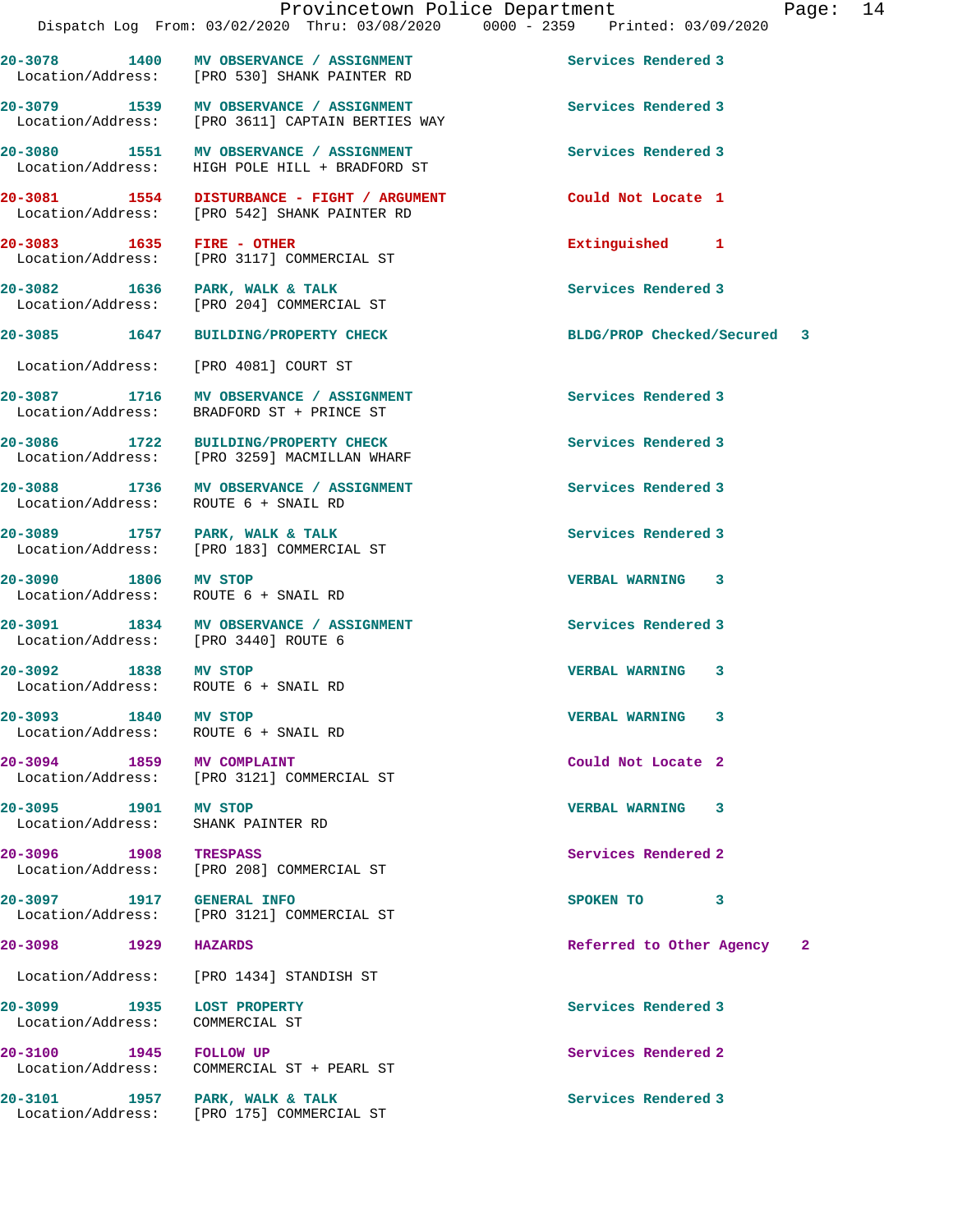| Call # | Time | Call Reason | Action | Priority |
|---|---|---|---|---|
| 20-3078 | 1400 | MV OBSERVANCE / ASSIGNMENT | Services Rendered | 3 |
| Location/Address: | | [PRO 530] SHANK PAINTER RD | | |
| 20-3079 | 1539 | MV OBSERVANCE / ASSIGNMENT | Services Rendered | 3 |
| Location/Address: | | [PRO 3611] CAPTAIN BERTIES WAY | | |
| 20-3080 | 1551 | MV OBSERVANCE / ASSIGNMENT | Services Rendered | 3 |
| Location/Address: | | HIGH POLE HILL + BRADFORD ST | | |
| 20-3081 | 1554 | DISTURBANCE - FIGHT / ARGUMENT | Could Not Locate | 1 |
| Location/Address: | | [PRO 542] SHANK PAINTER RD | | |
| 20-3083 | 1635 | FIRE - OTHER | Extinguished | 1 |
| Location/Address: | | [PRO 3117] COMMERCIAL ST | | |
| 20-3082 | 1636 | PARK, WALK & TALK | Services Rendered | 3 |
| Location/Address: | | [PRO 204] COMMERCIAL ST | | |
| 20-3085 | 1647 | BUILDING/PROPERTY CHECK | BLDG/PROP Checked/Secured | 3 |
| Location/Address: | | [PRO 4081] COURT ST | | |
| 20-3087 | 1716 | MV OBSERVANCE / ASSIGNMENT | Services Rendered | 3 |
| Location/Address: | | BRADFORD ST + PRINCE ST | | |
| 20-3086 | 1722 | BUILDING/PROPERTY CHECK | Services Rendered | 3 |
| Location/Address: | | [PRO 3259] MACMILLAN WHARF | | |
| 20-3088 | 1736 | MV OBSERVANCE / ASSIGNMENT | Services Rendered | 3 |
| Location/Address: | | ROUTE 6 + SNAIL RD | | |
| 20-3089 | 1757 | PARK, WALK & TALK | Services Rendered | 3 |
| Location/Address: | | [PRO 183] COMMERCIAL ST | | |
| 20-3090 | 1806 | MV STOP | VERBAL WARNING | 3 |
| Location/Address: | | ROUTE 6 + SNAIL RD | | |
| 20-3091 | 1834 | MV OBSERVANCE / ASSIGNMENT | Services Rendered | 3 |
| Location/Address: | | [PRO 3440] ROUTE 6 | | |
| 20-3092 | 1838 | MV STOP | VERBAL WARNING | 3 |
| Location/Address: | | ROUTE 6 + SNAIL RD | | |
| 20-3093 | 1840 | MV STOP | VERBAL WARNING | 3 |
| Location/Address: | | ROUTE 6 + SNAIL RD | | |
| 20-3094 | 1859 | MV COMPLAINT | Could Not Locate | 2 |
| Location/Address: | | [PRO 3121] COMMERCIAL ST | | |
| 20-3095 | 1901 | MV STOP | VERBAL WARNING | 3 |
| Location/Address: | | SHANK PAINTER RD | | |
| 20-3096 | 1908 | TRESPASS | Services Rendered | 2 |
| Location/Address: | | [PRO 208] COMMERCIAL ST | | |
| 20-3097 | 1917 | GENERAL INFO | SPOKEN TO | 3 |
| Location/Address: | | [PRO 3121] COMMERCIAL ST | | |
| 20-3098 | 1929 | HAZARDS | Referred to Other Agency | 2 |
| Location/Address: | | [PRO 1434] STANDISH ST | | |
| 20-3099 | 1935 | LOST PROPERTY | Services Rendered | 3 |
| Location/Address: | | COMMERCIAL ST | | |
| 20-3100 | 1945 | FOLLOW UP | Services Rendered | 2 |
| Location/Address: | | COMMERCIAL ST + PEARL ST | | |
| 20-3101 | 1957 | PARK, WALK & TALK | Services Rendered | 3 |
| Location/Address: | | [PRO 175] COMMERCIAL ST | | |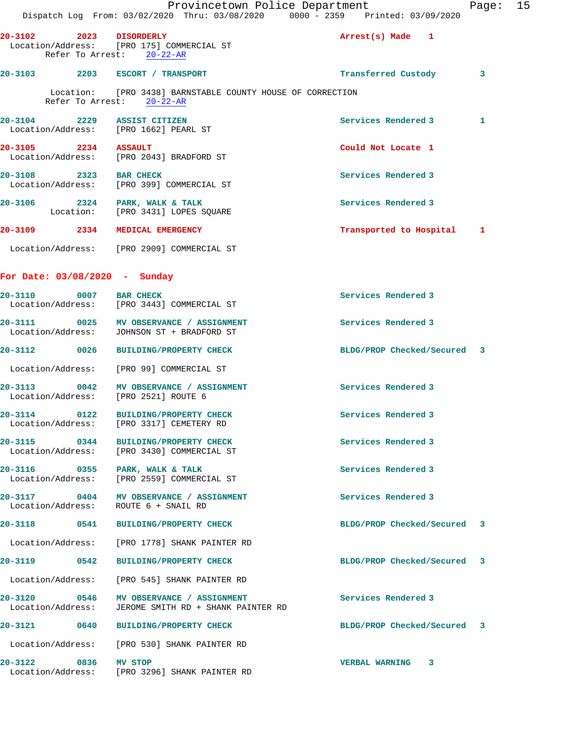**20-3102** 2023 **DISORDERLY** Arrest(s) Made 1
Location/Address: [PRO 175] COMMERCIAL ST
Refer To Arrest: 20-22-AR

**20-3103** 2203 **ESCORT / TRANSPORT** Transferred Custody 3
Location: [PRO 3438] BARNSTABLE COUNTY HOUSE OF CORRECTION
Refer To Arrest: 20-22-AR

**20-3104** 2229 **ASSIST CITIZEN** Services Rendered 3 1
Location/Address: [PRO 1662] PEARL ST

**20-3105** 2234 **ASSAULT** Could Not Locate 1
Location/Address: [PRO 2043] BRADFORD ST

**20-3108** 2323 **BAR CHECK** Services Rendered 3
Location/Address: [PRO 399] COMMERCIAL ST

**20-3106** 2324 **PARK, WALK & TALK** Services Rendered 3
Location: [PRO 3431] LOPES SQUARE

**20-3109** 2334 **MEDICAL EMERGENCY** Transported to Hospital 1
Location/Address: [PRO 2909] COMMERCIAL ST

## For Date: 03/08/2020 - Sunday

**20-3110** 0007 **BAR CHECK** Services Rendered 3
Location/Address: [PRO 3443] COMMERCIAL ST

**20-3111** 0025 **MV OBSERVANCE / ASSIGNMENT** Services Rendered 3
Location/Address: JOHNSON ST + BRADFORD ST

**20-3112** 0026 **BUILDING/PROPERTY CHECK** BLDG/PROP Checked/Secured 3
Location/Address: [PRO 99] COMMERCIAL ST

**20-3113** 0042 **MV OBSERVANCE / ASSIGNMENT** Services Rendered 3
Location/Address: [PRO 2521] ROUTE 6

**20-3114** 0122 **BUILDING/PROPERTY CHECK** Services Rendered 3
Location/Address: [PRO 3317] CEMETERY RD

**20-3115** 0344 **BUILDING/PROPERTY CHECK** Services Rendered 3
Location/Address: [PRO 3430] COMMERCIAL ST

**20-3116** 0355 **PARK, WALK & TALK** Services Rendered 3
Location/Address: [PRO 2559] COMMERCIAL ST

**20-3117** 0404 **MV OBSERVANCE / ASSIGNMENT** Services Rendered 3
Location/Address: ROUTE 6 + SNAIL RD

**20-3118** 0541 **BUILDING/PROPERTY CHECK** BLDG/PROP Checked/Secured 3
Location/Address: [PRO 1778] SHANK PAINTER RD

**20-3119** 0542 **BUILDING/PROPERTY CHECK** BLDG/PROP Checked/Secured 3
Location/Address: [PRO 545] SHANK PAINTER RD

**20-3120** 0546 **MV OBSERVANCE / ASSIGNMENT** Services Rendered 3
Location/Address: JEROME SMITH RD + SHANK PAINTER RD

**20-3121** 0640 **BUILDING/PROPERTY CHECK** BLDG/PROP Checked/Secured 3
Location/Address: [PRO 530] SHANK PAINTER RD

**20-3122** 0836 **MV STOP** VERBAL WARNING 3
Location/Address: [PRO 3296] SHANK PAINTER RD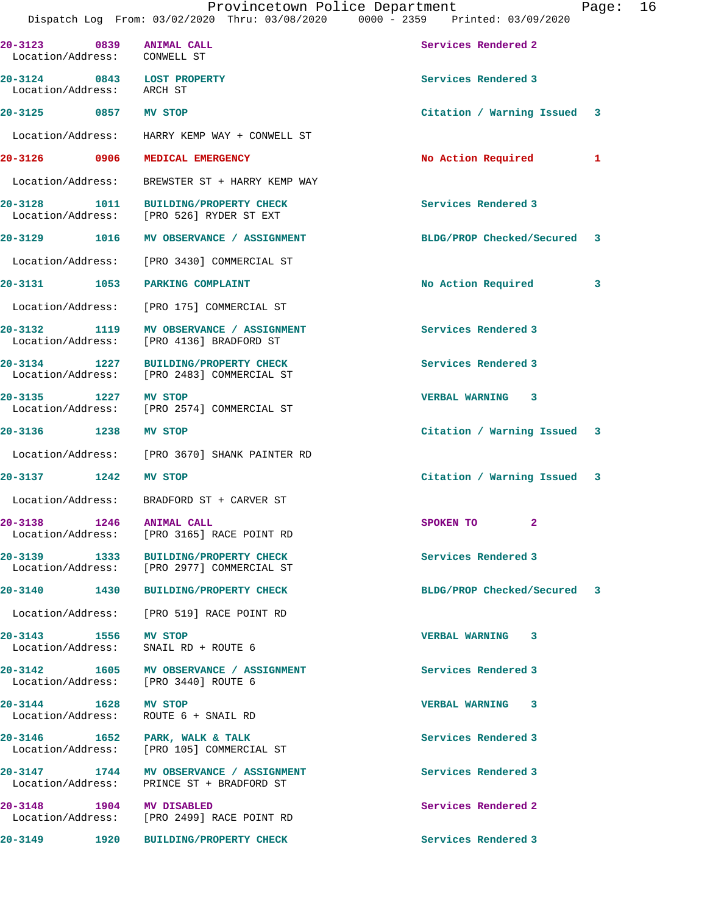**20-3123** 0839 **ANIMAL CALL** Services Rendered 2
Location/Address: CONWELL ST

**20-3124** 0843 **LOST PROPERTY** Services Rendered 3
Location/Address: ARCH ST

**20-3125** 0857 **MV STOP** Citation / Warning Issued 3
Location/Address: HARRY KEMP WAY + CONWELL ST

**20-3126** 0906 **MEDICAL EMERGENCY** No Action Required 1
Location/Address: BREWSTER ST + HARRY KEMP WAY

**20-3128** 1011 **BUILDING/PROPERTY CHECK** Services Rendered 3
Location/Address: [PRO 526] RYDER ST EXT

**20-3129** 1016 **MV OBSERVANCE / ASSIGNMENT** BLDG/PROP Checked/Secured 3
Location/Address: [PRO 3430] COMMERCIAL ST

**20-3131** 1053 **PARKING COMPLAINT** No Action Required 3
Location/Address: [PRO 175] COMMERCIAL ST

**20-3132** 1119 **MV OBSERVANCE / ASSIGNMENT** Services Rendered 3
Location/Address: [PRO 4136] BRADFORD ST

**20-3134** 1227 **BUILDING/PROPERTY CHECK** Services Rendered 3
Location/Address: [PRO 2483] COMMERCIAL ST

**20-3135** 1227 **MV STOP** VERBAL WARNING 3
Location/Address: [PRO 2574] COMMERCIAL ST

**20-3136** 1238 **MV STOP** Citation / Warning Issued 3
Location/Address: [PRO 3670] SHANK PAINTER RD

**20-3137** 1242 **MV STOP** Citation / Warning Issued 3
Location/Address: BRADFORD ST + CARVER ST

**20-3138** 1246 **ANIMAL CALL** SPOKEN TO 2
Location/Address: [PRO 3165] RACE POINT RD

**20-3139** 1333 **BUILDING/PROPERTY CHECK** Services Rendered 3
Location/Address: [PRO 2977] COMMERCIAL ST

**20-3140** 1430 **BUILDING/PROPERTY CHECK** BLDG/PROP Checked/Secured 3
Location/Address: [PRO 519] RACE POINT RD

**20-3143** 1556 **MV STOP** VERBAL WARNING 3
Location/Address: SNAIL RD + ROUTE 6

**20-3142** 1605 **MV OBSERVANCE / ASSIGNMENT** Services Rendered 3
Location/Address: [PRO 3440] ROUTE 6

**20-3144** 1628 **MV STOP** VERBAL WARNING 3
Location/Address: ROUTE 6 + SNAIL RD

**20-3146** 1652 **PARK, WALK & TALK** Services Rendered 3
Location/Address: [PRO 105] COMMERCIAL ST

**20-3147** 1744 **MV OBSERVANCE / ASSIGNMENT** Services Rendered 3
Location/Address: PRINCE ST + BRADFORD ST

**20-3148** 1904 **MV DISABLED** Services Rendered 2
Location/Address: [PRO 2499] RACE POINT RD

**20-3149** 1920 **BUILDING/PROPERTY CHECK** Services Rendered 3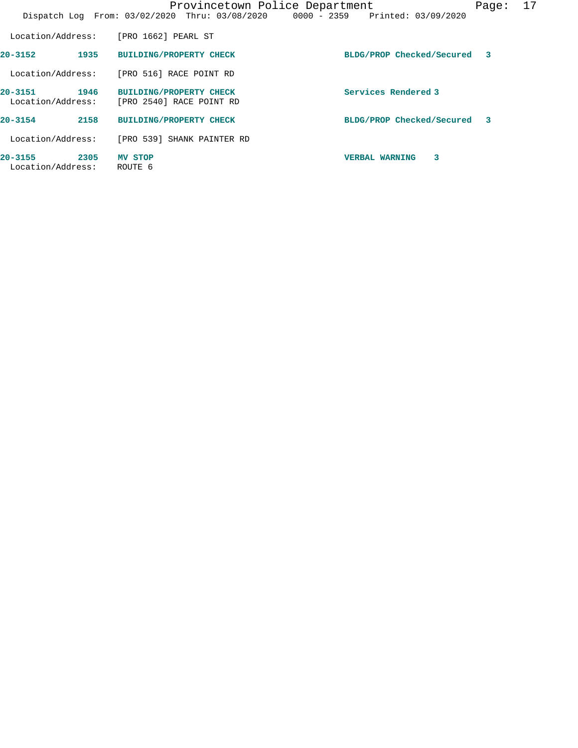Location/Address: [PRO 1662] PEARL ST

**20-3152 1935 BUILDING/PROPERTY CHECK** **BLDG/PROP Checked/Secured 3**

Location/Address: [PRO 516] RACE POINT RD

**20-3151 1946 BUILDING/PROPERTY CHECK** **Services Rendered 3**
Location/Address: [PRO 2540] RACE POINT RD

**20-3154 2158 BUILDING/PROPERTY CHECK** **BLDG/PROP Checked/Secured 3**

Location/Address: [PRO 539] SHANK PAINTER RD

**20-3155 2305 MV STOP** **VERBAL WARNING 3**
Location/Address: ROUTE 6